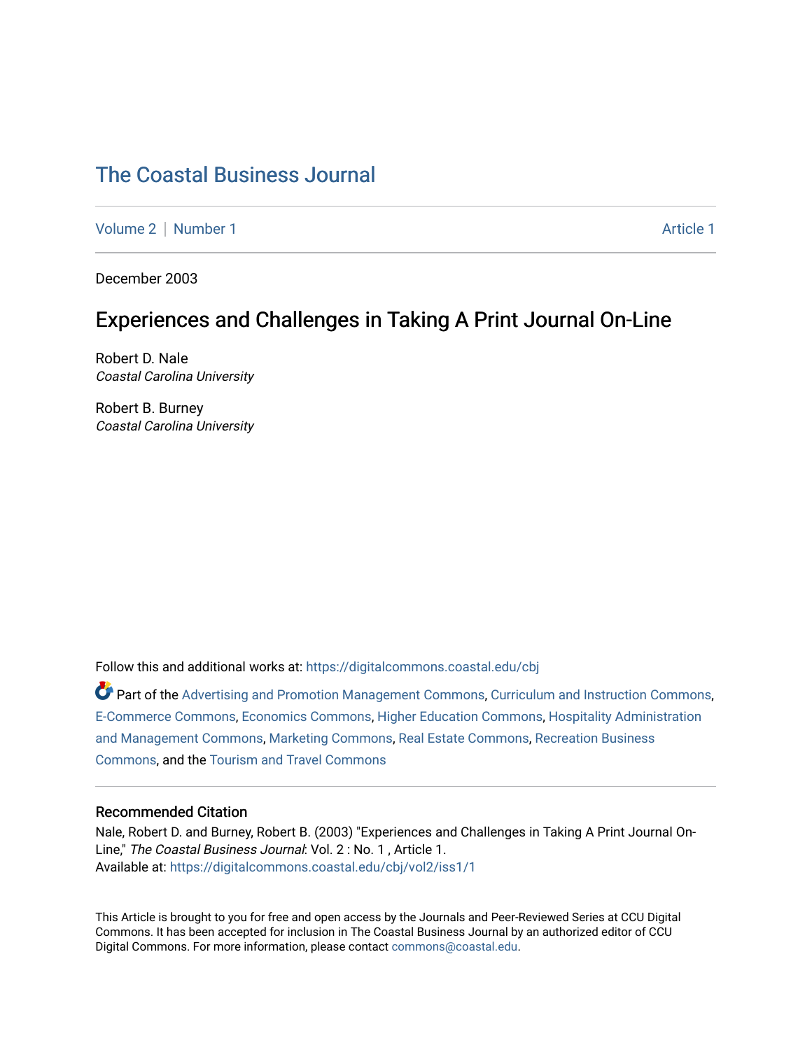# The Coastal Business Journal

Volume 2 | Number 1 Article 1

December 2003

## Experiences and Challenges in Taking A Print Journal On-Line

Robert D. Nale
*Coastal Carolina University*

Robert B. Burney
*Coastal Carolina University*

Follow this and additional works at: https://digitalcommons.coastal.edu/cbj

Part of the Advertising and Promotion Management Commons, Curriculum and Instruction Commons, E-Commerce Commons, Economics Commons, Higher Education Commons, Hospitality Administration and Management Commons, Marketing Commons, Real Estate Commons, Recreation Business Commons, and the Tourism and Travel Commons

### Recommended Citation

Nale, Robert D. and Burney, Robert B. (2003) "Experiences and Challenges in Taking A Print Journal On-Line," *The Coastal Business Journal*: Vol. 2 : No. 1 , Article 1.
Available at: https://digitalcommons.coastal.edu/cbj/vol2/iss1/1

This Article is brought to you for free and open access by the Journals and Peer-Reviewed Series at CCU Digital Commons. It has been accepted for inclusion in The Coastal Business Journal by an authorized editor of CCU Digital Commons. For more information, please contact commons@coastal.edu.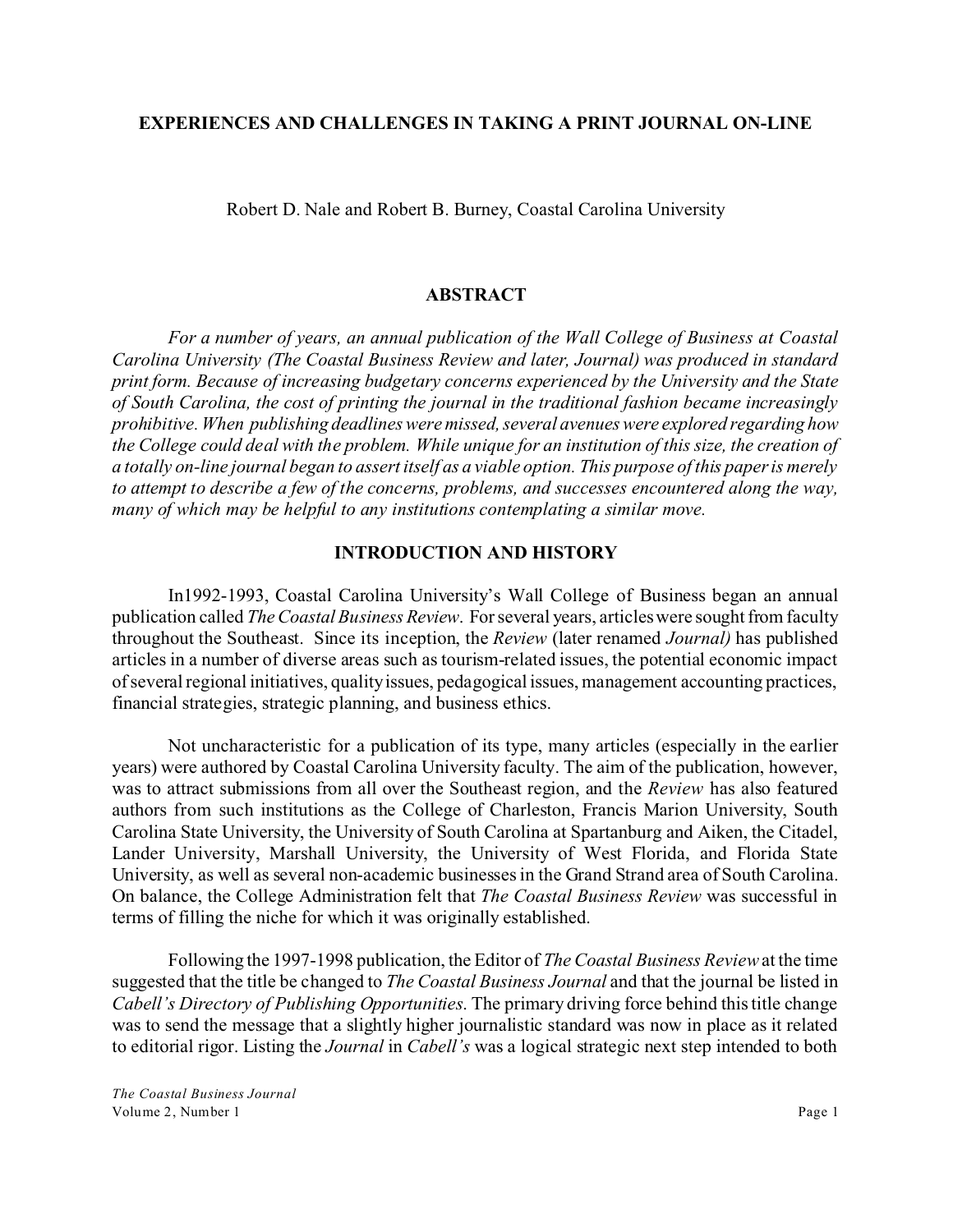# EXPERIENCES AND CHALLENGES IN TAKING A PRINT JOURNAL ON-LINE

Robert D. Nale and Robert B. Burney, Coastal Carolina University

## ABSTRACT

*For a number of years, an annual publication of the Wall College of Business at Coastal Carolina University (The Coastal Business Review and later, Journal) was produced in standard print form. Because of increasing budgetary concerns experienced by the University and the State of South Carolina, the cost of printing the journal in the traditional fashion became increasingly prohibitive. When publishing deadlines were missed, several avenues were explored regarding how the College could deal with the problem. While unique for an institution of this size, the creation of a totally on-line journal began to assert itself as a viable option. This purpose of this paper is merely to attempt to describe a few of the concerns, problems, and successes encountered along the way, many of which may be helpful to any institutions contemplating a similar move.*

## INTRODUCTION AND HISTORY

In1992-1993, Coastal Carolina University's Wall College of Business began an annual publication called *The Coastal Business Review*. For several years, articles were sought from faculty throughout the Southeast. Since its inception, the *Review* (later renamed *Journal)* has published articles in a number of diverse areas such as tourism-related issues, the potential economic impact of several regional initiatives, quality issues, pedagogical issues, management accounting practices, financial strategies, strategic planning, and business ethics.

Not uncharacteristic for a publication of its type, many articles (especially in the earlier years) were authored by Coastal Carolina University faculty. The aim of the publication, however, was to attract submissions from all over the Southeast region, and the *Review* has also featured authors from such institutions as the College of Charleston, Francis Marion University, South Carolina State University, the University of South Carolina at Spartanburg and Aiken, the Citadel, Lander University, Marshall University, the University of West Florida, and Florida State University, as well as several non-academic businesses in the Grand Strand area of South Carolina. On balance, the College Administration felt that *The Coastal Business Review* was successful in terms of filling the niche for which it was originally established.

Following the 1997-1998 publication, the Editor of *The Coastal Business Review* at the time suggested that the title be changed to *The Coastal Business Journal* and that the journal be listed in *Cabell's Directory of Publishing Opportunities*. The primary driving force behind this title change was to send the message that a slightly higher journalistic standard was now in place as it related to editorial rigor. Listing the *Journal* in *Cabell's* was a logical strategic next step intended to both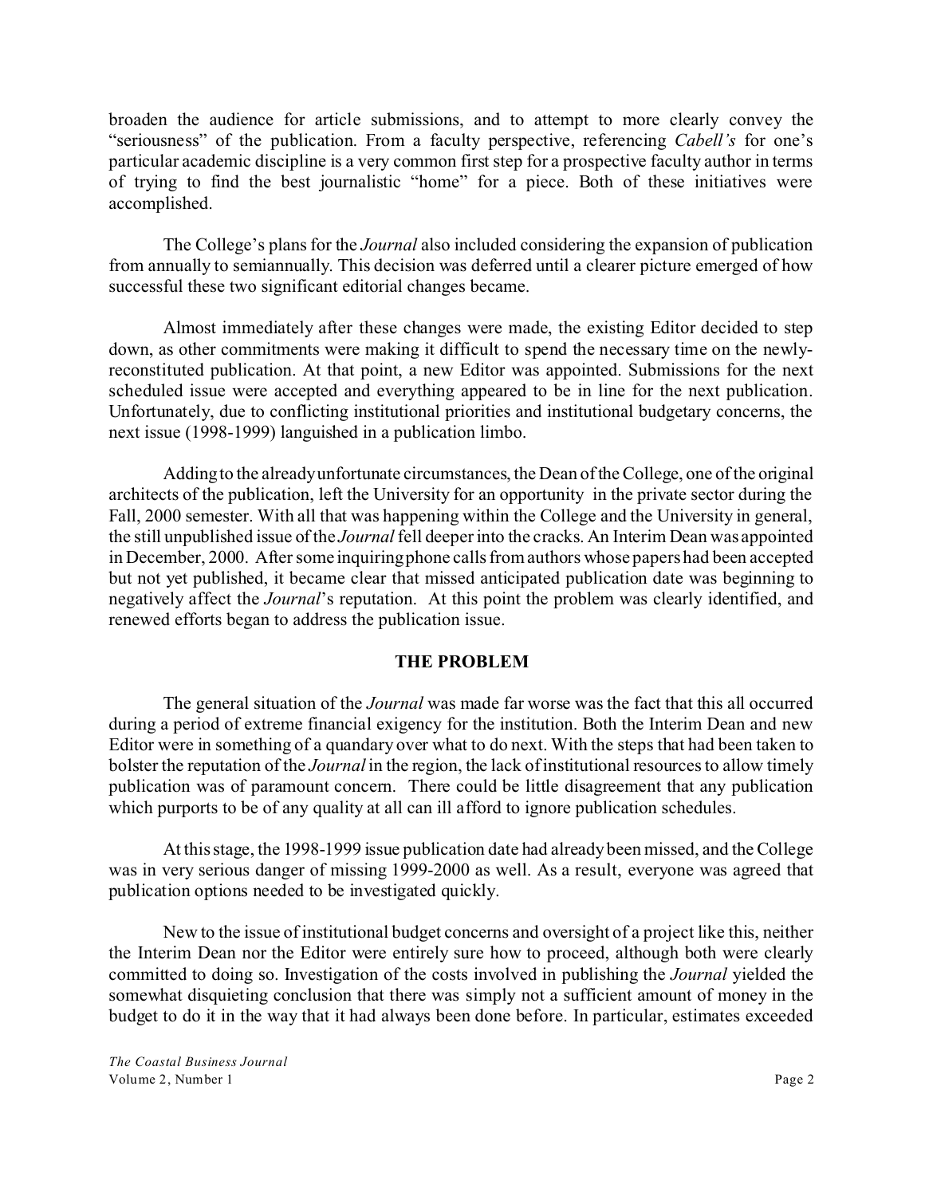broaden the audience for article submissions, and to attempt to more clearly convey the "seriousness" of the publication. From a faculty perspective, referencing *Cabell's* for one's particular academic discipline is a very common first step for a prospective faculty author in terms of trying to find the best journalistic "home" for a piece. Both of these initiatives were accomplished.

The College's plans for the *Journal* also included considering the expansion of publication from annually to semiannually. This decision was deferred until a clearer picture emerged of how successful these two significant editorial changes became.

Almost immediately after these changes were made, the existing Editor decided to step down, as other commitments were making it difficult to spend the necessary time on the newly-reconstituted publication. At that point, a new Editor was appointed. Submissions for the next scheduled issue were accepted and everything appeared to be in line for the next publication. Unfortunately, due to conflicting institutional priorities and institutional budgetary concerns, the next issue (1998-1999) languished in a publication limbo.

Adding to the already unfortunate circumstances, the Dean of the College, one of the original architects of the publication, left the University for an opportunity in the private sector during the Fall, 2000 semester. With all that was happening within the College and the University in general, the still unpublished issue of the *Journal* fell deeper into the cracks. An Interim Dean was appointed in December, 2000. After some inquiring phone calls from authors whose papers had been accepted but not yet published, it became clear that missed anticipated publication date was beginning to negatively affect the *Journal*'s reputation. At this point the problem was clearly identified, and renewed efforts began to address the publication issue.

## THE PROBLEM

The general situation of the *Journal* was made far worse was the fact that this all occurred during a period of extreme financial exigency for the institution. Both the Interim Dean and new Editor were in something of a quandary over what to do next. With the steps that had been taken to bolster the reputation of the *Journal* in the region, the lack of institutional resources to allow timely publication was of paramount concern. There could be little disagreement that any publication which purports to be of any quality at all can ill afford to ignore publication schedules.

At this stage, the 1998-1999 issue publication date had already been missed, and the College was in very serious danger of missing 1999-2000 as well. As a result, everyone was agreed that publication options needed to be investigated quickly.

New to the issue of institutional budget concerns and oversight of a project like this, neither the Interim Dean nor the Editor were entirely sure how to proceed, although both were clearly committed to doing so. Investigation of the costs involved in publishing the *Journal* yielded the somewhat disquieting conclusion that there was simply not a sufficient amount of money in the budget to do it in the way that it had always been done before. In particular, estimates exceeded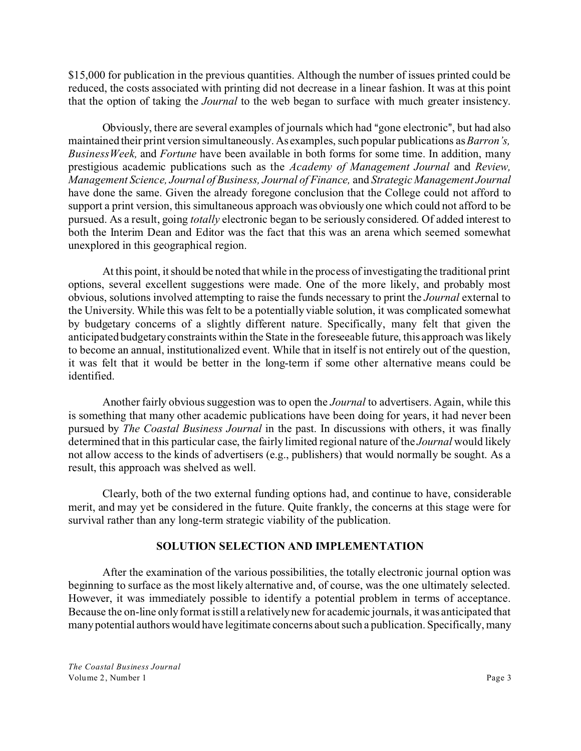$15,000 for publication in the previous quantities. Although the number of issues printed could be reduced, the costs associated with printing did not decrease in a linear fashion. It was at this point that the option of taking the *Journal* to the web began to surface with much greater insistency.

Obviously, there are several examples of journals which had "gone electronic", but had also maintained their print version simultaneously. As examples, such popular publications as *Barron's, BusinessWeek,* and *Fortune* have been available in both forms for some time. In addition, many prestigious academic publications such as the *Academy of Management Journal* and *Review, Management Science, Journal of Business, Journal of Finance,* and *Strategic Management Journal* have done the same. Given the already foregone conclusion that the College could not afford to support a print version, this simultaneous approach was obviously one which could not afford to be pursued. As a result, going *totally* electronic began to be seriously considered. Of added interest to both the Interim Dean and Editor was the fact that this was an arena which seemed somewhat unexplored in this geographical region.

At this point, it should be noted that while in the process of investigating the traditional print options, several excellent suggestions were made. One of the more likely, and probably most obvious, solutions involved attempting to raise the funds necessary to print the *Journal* external to the University. While this was felt to be a potentially viable solution, it was complicated somewhat by budgetary concerns of a slightly different nature. Specifically, many felt that given the anticipated budgetary constraints within the State in the foreseeable future, this approach was likely to become an annual, institutionalized event. While that in itself is not entirely out of the question, it was felt that it would be better in the long-term if some other alternative means could be identified.

Another fairly obvious suggestion was to open the *Journal* to advertisers. Again, while this is something that many other academic publications have been doing for years, it had never been pursued by *The Coastal Business Journal* in the past. In discussions with others, it was finally determined that in this particular case, the fairly limited regional nature of the *Journal* would likely not allow access to the kinds of advertisers (e.g., publishers) that would normally be sought. As a result, this approach was shelved as well.

Clearly, both of the two external funding options had, and continue to have, considerable merit, and may yet be considered in the future. Quite frankly, the concerns at this stage were for survival rather than any long-term strategic viability of the publication.

## SOLUTION SELECTION AND IMPLEMENTATION

After the examination of the various possibilities, the totally electronic journal option was beginning to surface as the most likely alternative and, of course, was the one ultimately selected. However, it was immediately possible to identify a potential problem in terms of acceptance. Because the on-line only format is still a relatively new for academic journals, it was anticipated that many potential authors would have legitimate concerns about such a publication. Specifically, many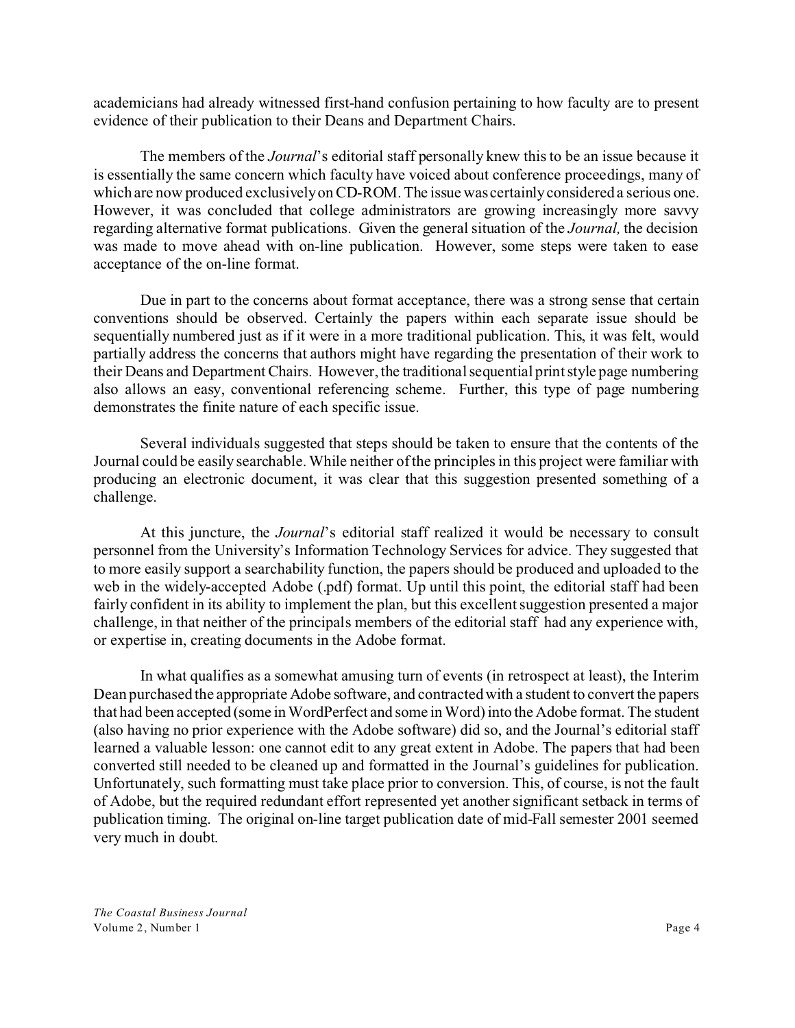academicians had already witnessed first-hand confusion pertaining to how faculty are to present evidence of their publication to their Deans and Department Chairs.

The members of the *Journal*'s editorial staff personally knew this to be an issue because it is essentially the same concern which faculty have voiced about conference proceedings, many of which are now produced exclusively on CD-ROM. The issue was certainly considered a serious one. However, it was concluded that college administrators are growing increasingly more savvy regarding alternative format publications. Given the general situation of the *Journal,* the decision was made to move ahead with on-line publication. However, some steps were taken to ease acceptance of the on-line format.

Due in part to the concerns about format acceptance, there was a strong sense that certain conventions should be observed. Certainly the papers within each separate issue should be sequentially numbered just as if it were in a more traditional publication. This, it was felt, would partially address the concerns that authors might have regarding the presentation of their work to their Deans and Department Chairs. However, the traditional sequential print style page numbering also allows an easy, conventional referencing scheme. Further, this type of page numbering demonstrates the finite nature of each specific issue.

Several individuals suggested that steps should be taken to ensure that the contents of the Journal could be easily searchable. While neither of the principles in this project were familiar with producing an electronic document, it was clear that this suggestion presented something of a challenge.

At this juncture, the *Journal*'s editorial staff realized it would be necessary to consult personnel from the University's Information Technology Services for advice. They suggested that to more easily support a searchability function, the papers should be produced and uploaded to the web in the widely-accepted Adobe (.pdf) format. Up until this point, the editorial staff had been fairly confident in its ability to implement the plan, but this excellent suggestion presented a major challenge, in that neither of the principals members of the editorial staff had any experience with, or expertise in, creating documents in the Adobe format.

In what qualifies as a somewhat amusing turn of events (in retrospect at least), the Interim Dean purchased the appropriate Adobe software, and contracted with a student to convert the papers that had been accepted (some in WordPerfect and some in Word) into the Adobe format. The student (also having no prior experience with the Adobe software) did so, and the Journal's editorial staff learned a valuable lesson: one cannot edit to any great extent in Adobe. The papers that had been converted still needed to be cleaned up and formatted in the Journal's guidelines for publication. Unfortunately, such formatting must take place prior to conversion. This, of course, is not the fault of Adobe, but the required redundant effort represented yet another significant setback in terms of publication timing. The original on-line target publication date of mid-Fall semester 2001 seemed very much in doubt.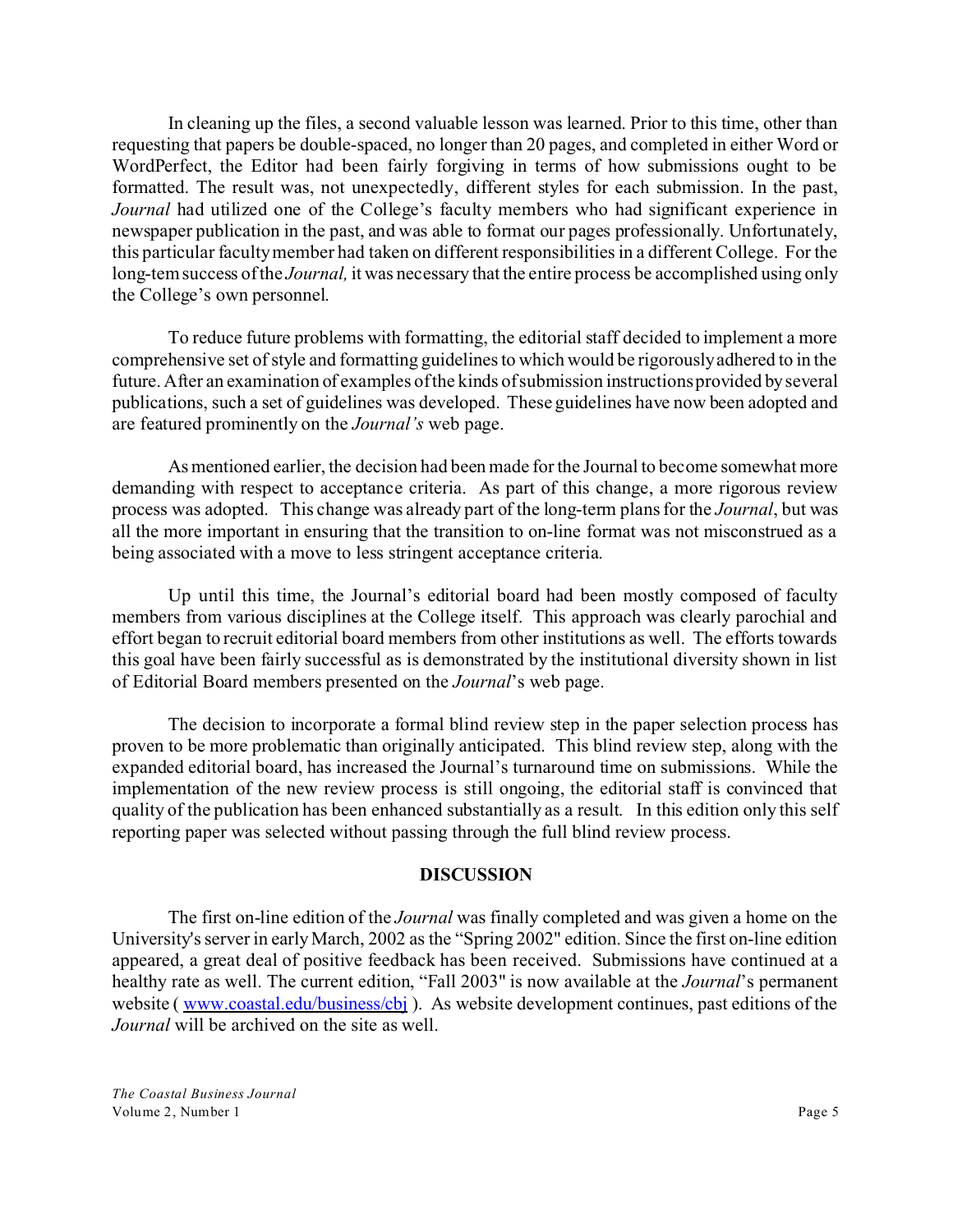In cleaning up the files, a second valuable lesson was learned. Prior to this time, other than requesting that papers be double-spaced, no longer than 20 pages, and completed in either Word or WordPerfect, the Editor had been fairly forgiving in terms of how submissions ought to be formatted. The result was, not unexpectedly, different styles for each submission. In the past, *Journal* had utilized one of the College's faculty members who had significant experience in newspaper publication in the past, and was able to format our pages professionally. Unfortunately, this particular faculty member had taken on different responsibilities in a different College. For the long-tem success of the *Journal,* it was necessary that the entire process be accomplished using only the College's own personnel.

To reduce future problems with formatting, the editorial staff decided to implement a more comprehensive set of style and formatting guidelines to which would be rigorously adhered to in the future. After an examination of examples of the kinds of submission instructions provided by several publications, such a set of guidelines was developed. These guidelines have now been adopted and are featured prominently on the *Journal's* web page.

As mentioned earlier, the decision had been made for the Journal to become somewhat more demanding with respect to acceptance criteria. As part of this change, a more rigorous review process was adopted. This change was already part of the long-term plans for the *Journal*, but was all the more important in ensuring that the transition to on-line format was not misconstrued as a being associated with a move to less stringent acceptance criteria.

Up until this time, the Journal's editorial board had been mostly composed of faculty members from various disciplines at the College itself. This approach was clearly parochial and effort began to recruit editorial board members from other institutions as well. The efforts towards this goal have been fairly successful as is demonstrated by the institutional diversity shown in list of Editorial Board members presented on the *Journal*'s web page.

The decision to incorporate a formal blind review step in the paper selection process has proven to be more problematic than originally anticipated. This blind review step, along with the expanded editorial board, has increased the Journal's turnaround time on submissions. While the implementation of the new review process is still ongoing, the editorial staff is convinced that quality of the publication has been enhanced substantially as a result. In this edition only this self reporting paper was selected without passing through the full blind review process.

## DISCUSSION

The first on-line edition of the *Journal* was finally completed and was given a home on the University's server in early March, 2002 as the "Spring 2002" edition. Since the first on-line edition appeared, a great deal of positive feedback has been received. Submissions have continued at a healthy rate as well. The current edition, "Fall 2003" is now available at the *Journal*'s permanent website ( www.coastal.edu/business/cbj ). As website development continues, past editions of the *Journal* will be archived on the site as well.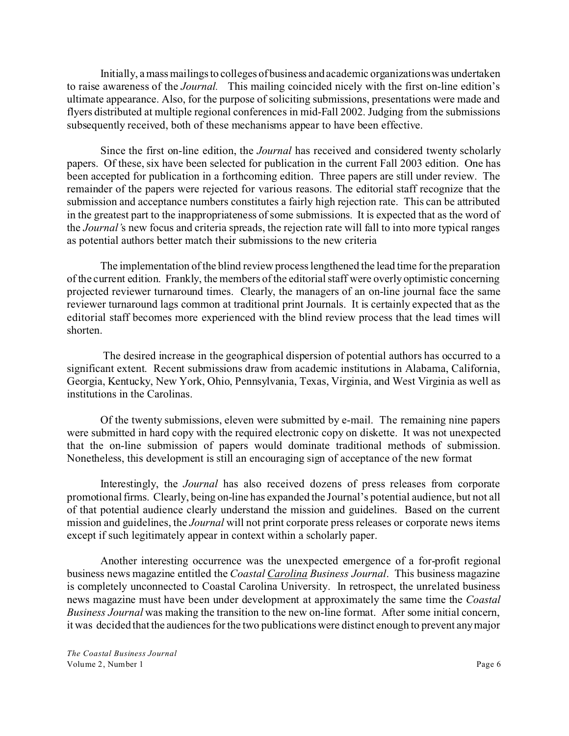Initially, a mass mailings to colleges of business and academic organizations was undertaken to raise awareness of the *Journal.* This mailing coincided nicely with the first on-line edition's ultimate appearance. Also, for the purpose of soliciting submissions, presentations were made and flyers distributed at multiple regional conferences in mid-Fall 2002. Judging from the submissions subsequently received, both of these mechanisms appear to have been effective.

Since the first on-line edition, the *Journal* has received and considered twenty scholarly papers. Of these, six have been selected for publication in the current Fall 2003 edition. One has been accepted for publication in a forthcoming edition. Three papers are still under review. The remainder of the papers were rejected for various reasons. The editorial staff recognize that the submission and acceptance numbers constitutes a fairly high rejection rate. This can be attributed in the greatest part to the inappropriateness of some submissions. It is expected that as the word of the *Journal's* new focus and criteria spreads, the rejection rate will fall to into more typical ranges as potential authors better match their submissions to the new criteria

The implementation of the blind review process lengthened the lead time for the preparation of the current edition. Frankly, the members of the editorial staff were overly optimistic concerning projected reviewer turnaround times. Clearly, the managers of an on-line journal face the same reviewer turnaround lags common at traditional print Journals. It is certainly expected that as the editorial staff becomes more experienced with the blind review process that the lead times will shorten.

The desired increase in the geographical dispersion of potential authors has occurred to a significant extent. Recent submissions draw from academic institutions in Alabama, California, Georgia, Kentucky, New York, Ohio, Pennsylvania, Texas, Virginia, and West Virginia as well as institutions in the Carolinas.

Of the twenty submissions, eleven were submitted by e-mail. The remaining nine papers were submitted in hard copy with the required electronic copy on diskette. It was not unexpected that the on-line submission of papers would dominate traditional methods of submission. Nonetheless, this development is still an encouraging sign of acceptance of the new format

Interestingly, the *Journal* has also received dozens of press releases from corporate promotional firms. Clearly, being on-line has expanded the Journal's potential audience, but not all of that potential audience clearly understand the mission and guidelines. Based on the current mission and guidelines, the *Journal* will not print corporate press releases or corporate news items except if such legitimately appear in context within a scholarly paper.

Another interesting occurrence was the unexpected emergence of a for-profit regional business news magazine entitled the *Coastal <u>Carolina</u> Business Journal*. This business magazine is completely unconnected to Coastal Carolina University. In retrospect, the unrelated business news magazine must have been under development at approximately the same time the *Coastal Business Journal* was making the transition to the new on-line format. After some initial concern, it was decided that the audiences for the two publications were distinct enough to prevent any major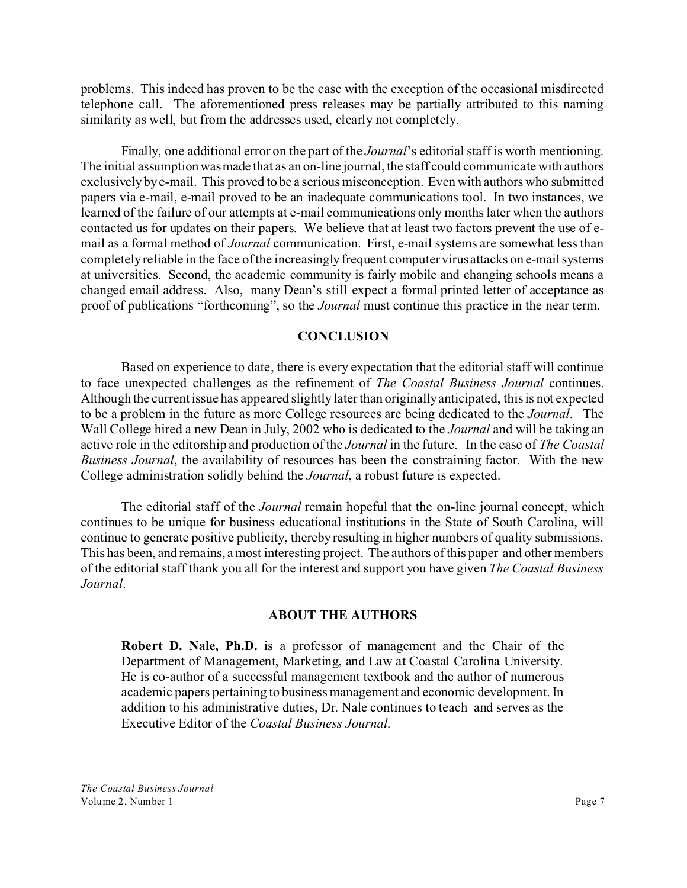problems. This indeed has proven to be the case with the exception of the occasional misdirected telephone call. The aforementioned press releases may be partially attributed to this naming similarity as well, but from the addresses used, clearly not completely.

Finally, one additional error on the part of the *Journal*'s editorial staff is worth mentioning. The initial assumption was made that as an on-line journal, the staff could communicate with authors exclusively by e-mail. This proved to be a serious misconception. Even with authors who submitted papers via e-mail, e-mail proved to be an inadequate communications tool. In two instances, we learned of the failure of our attempts at e-mail communications only months later when the authors contacted us for updates on their papers. We believe that at least two factors prevent the use of e-mail as a formal method of *Journal* communication. First, e-mail systems are somewhat less than completely reliable in the face of the increasingly frequent computer virus attacks on e-mail systems at universities. Second, the academic community is fairly mobile and changing schools means a changed email address. Also, many Dean's still expect a formal printed letter of acceptance as proof of publications "forthcoming", so the *Journal* must continue this practice in the near term.

## CONCLUSION

Based on experience to date, there is every expectation that the editorial staff will continue to face unexpected challenges as the refinement of *The Coastal Business Journal* continues. Although the current issue has appeared slightly later than originally anticipated, this is not expected to be a problem in the future as more College resources are being dedicated to the *Journal*. The Wall College hired a new Dean in July, 2002 who is dedicated to the *Journal* and will be taking an active role in the editorship and production of the *Journal* in the future. In the case of *The Coastal Business Journal*, the availability of resources has been the constraining factor. With the new College administration solidly behind the *Journal*, a robust future is expected.

The editorial staff of the *Journal* remain hopeful that the on-line journal concept, which continues to be unique for business educational institutions in the State of South Carolina, will continue to generate positive publicity, thereby resulting in higher numbers of quality submissions. This has been, and remains, a most interesting project. The authors of this paper and other members of the editorial staff thank you all for the interest and support you have given *The Coastal Business Journal*.

## ABOUT THE AUTHORS

**Robert D. Nale, Ph.D.** is a professor of management and the Chair of the Department of Management, Marketing, and Law at Coastal Carolina University. He is co-author of a successful management textbook and the author of numerous academic papers pertaining to business management and economic development. In addition to his administrative duties, Dr. Nale continues to teach and serves as the Executive Editor of the *Coastal Business Journal*.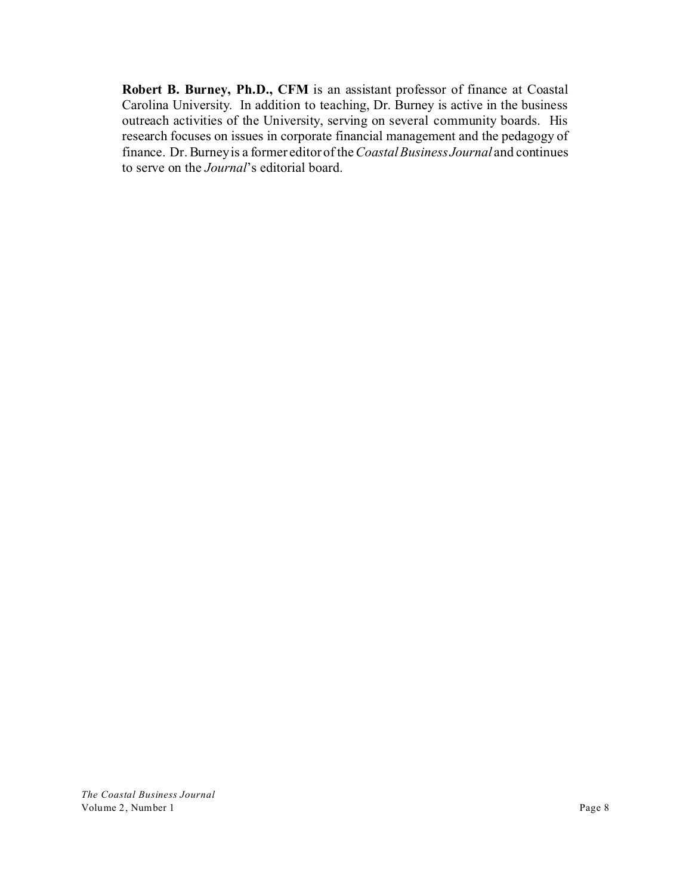**Robert B. Burney, Ph.D., CFM** is an assistant professor of finance at Coastal Carolina University. In addition to teaching, Dr. Burney is active in the business outreach activities of the University, serving on several community boards. His research focuses on issues in corporate financial management and the pedagogy of finance. Dr. Burney is a former editor of the *Coastal Business Journal* and continues to serve on the *Journal*'s editorial board.